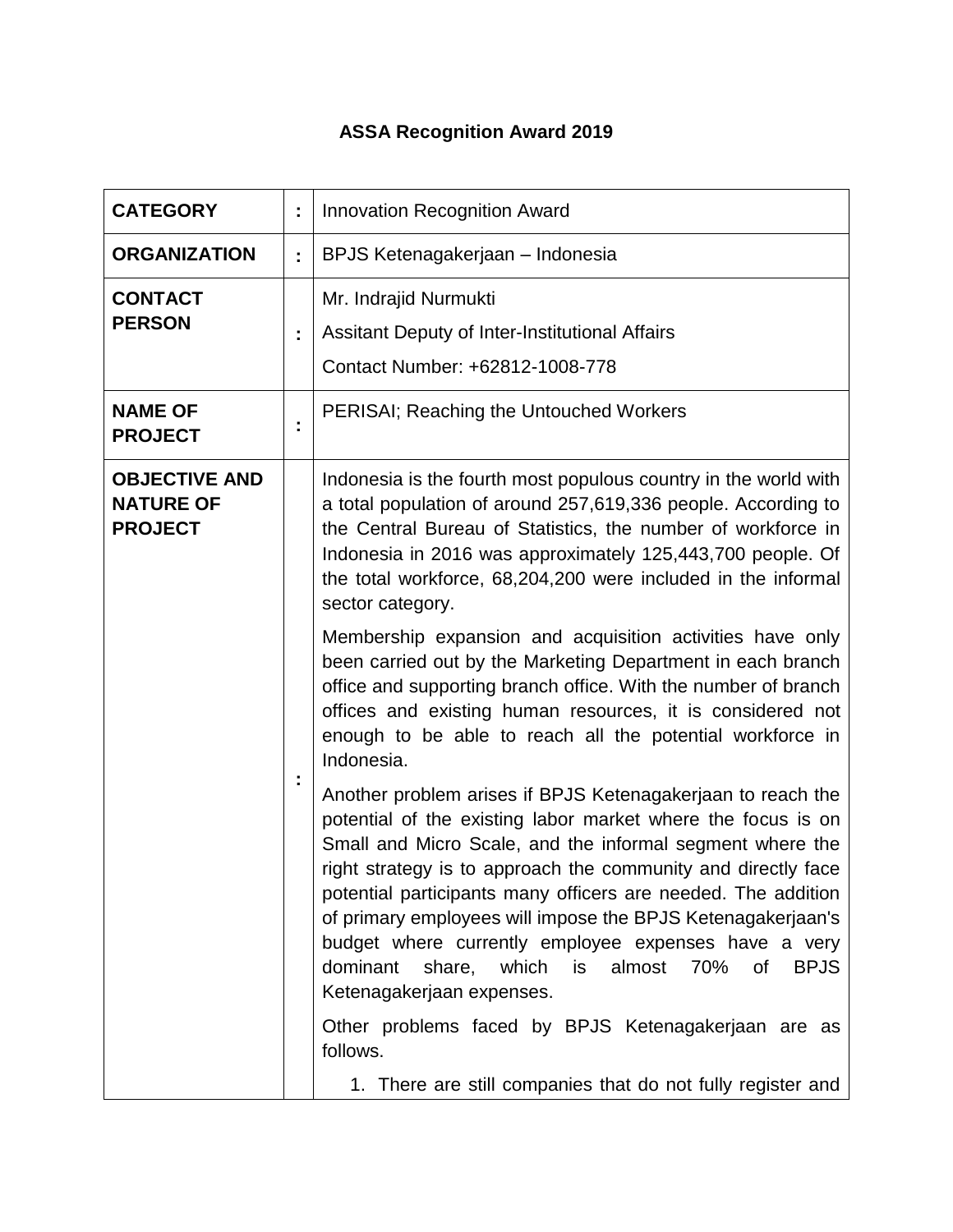# ASSA Recognition Award 2019

| | | |
|---|---|---|
| **CATEGORY** | : | Innovation Recognition Award |
| **ORGANIZATION** | : | BPJS Ketenagakerjaan – Indonesia |
| **CONTACT PERSON** | : | Mr. Indrajid Nurmukti<br>Assitant Deputy of Inter-Institutional Affairs<br>Contact Number: +62812-1008-778 |
| **NAME OF PROJECT** | : | PERISAI; Reaching the Untouched Workers |
| **OBJECTIVE AND NATURE OF PROJECT** | : | Indonesia is the fourth most populous country in the world with a total population of around 257,619,336 people. According to the Central Bureau of Statistics, the number of workforce in Indonesia in 2016 was approximately 125,443,700 people. Of the total workforce, 68,204,200 were included in the informal sector category.<br><br>Membership expansion and acquisition activities have only been carried out by the Marketing Department in each branch office and supporting branch office. With the number of branch offices and existing human resources, it is considered not enough to be able to reach all the potential workforce in Indonesia.<br><br>Another problem arises if BPJS Ketenagakerjaan to reach the potential of the existing labor market where the focus is on Small and Micro Scale, and the informal segment where the right strategy is to approach the community and directly face potential participants many officers are needed. The addition of primary employees will impose the BPJS Ketenagakerjaan's budget where currently employee expenses have a very dominant share, which is almost 70% of BPJS Ketenagakerjaan expenses.<br><br>Other problems faced by BPJS Ketenagakerjaan are as follows.<br><br>1. There are still companies that do not fully register and |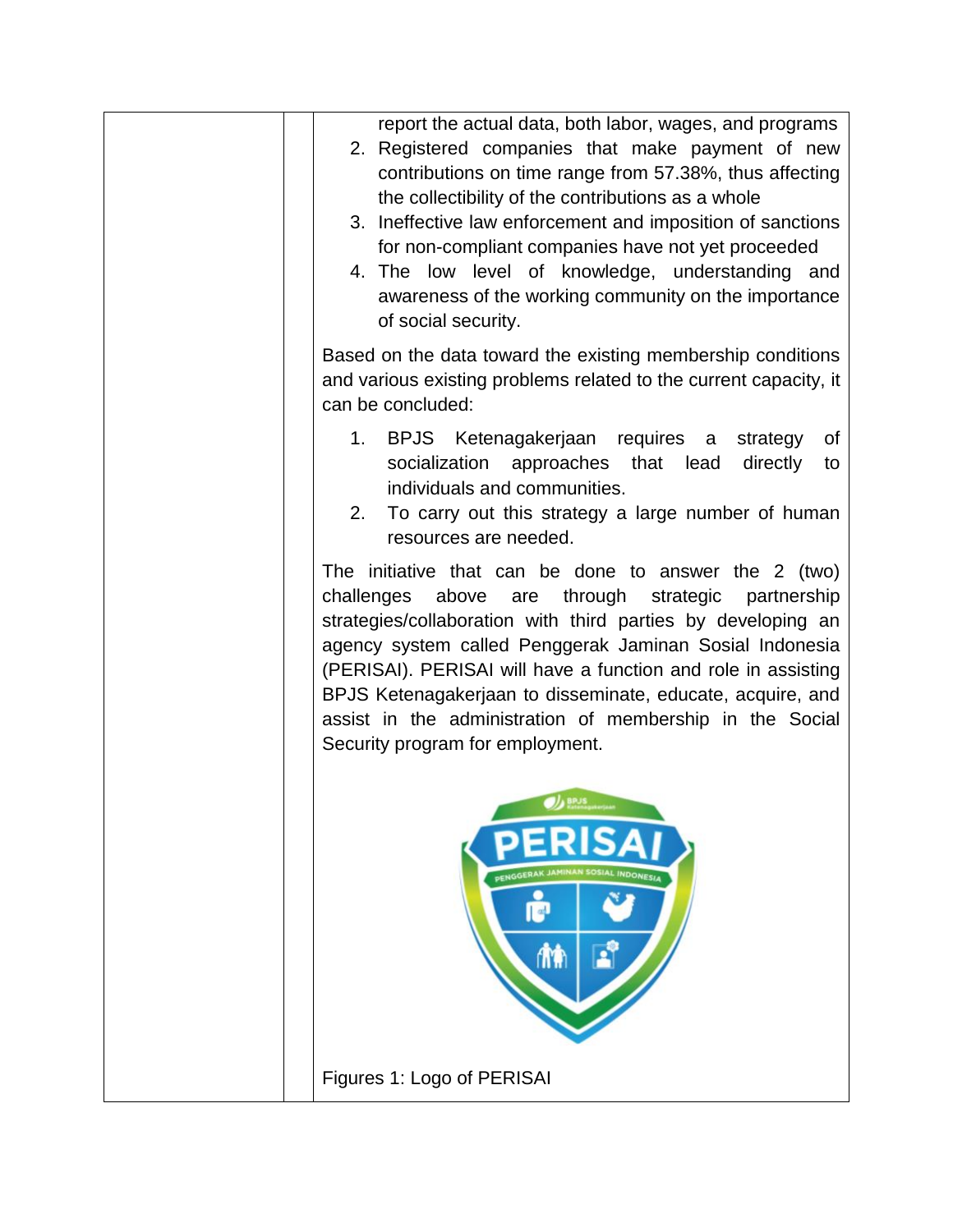report the actual data, both labor, wages, and programs

2. Registered companies that make payment of new contributions on time range from 57.38%, thus affecting the collectibility of the contributions as a whole
3. Ineffective law enforcement and imposition of sanctions for non-compliant companies have not yet proceeded
4. The low level of knowledge, understanding and awareness of the working community on the importance of social security.

Based on the data toward the existing membership conditions and various existing problems related to the current capacity, it can be concluded:

1. BPJS Ketenagakerjaan requires a strategy of socialization approaches that lead directly to individuals and communities.
2. To carry out this strategy a large number of human resources are needed.

The initiative that can be done to answer the 2 (two) challenges above are through strategic partnership strategies/collaboration with third parties by developing an agency system called Penggerak Jaminan Sosial Indonesia (PERISAI). PERISAI will have a function and role in assisting BPJS Ketenagakerjaan to disseminate, educate, acquire, and assist in the administration of membership in the Social Security program for employment.

Figures 1: Logo of PERISAI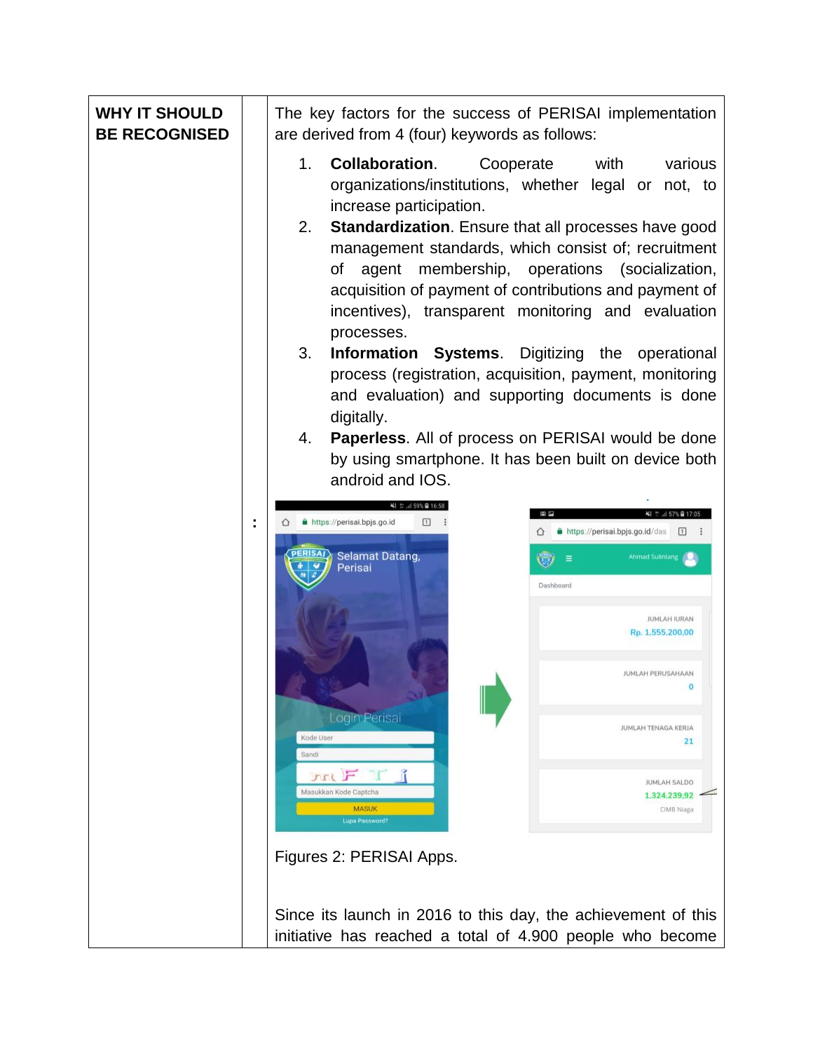| WHY IT SHOULD BE RECOGNISED | : | The key factors for the success of PERISAI implementation are derived from 4 (four) keywords as follows:<br><br>1. **Collaboration**. Cooperate with various organizations/institutions, whether legal or not, to increase participation.<br>2. **Standardization**. Ensure that all processes have good management standards, which consist of; recruitment of agent membership, operations (socialization, acquisition of payment of contributions and payment of incentives), transparent monitoring and evaluation processes.<br>3. **Information Systems**. Digitizing the operational process (registration, acquisition, payment, monitoring and evaluation) and supporting documents is done digitally.<br>4. **Paperless**. All of process on PERISAI would be done by using smartphone. It has been built on device both android and IOS.<br><br>Figures 2: PERISAI Apps.<br><br>Since its launch in 2016 to this day, the achievement of this initiative has reached a total of 4.900 people who become |
|---|---|---|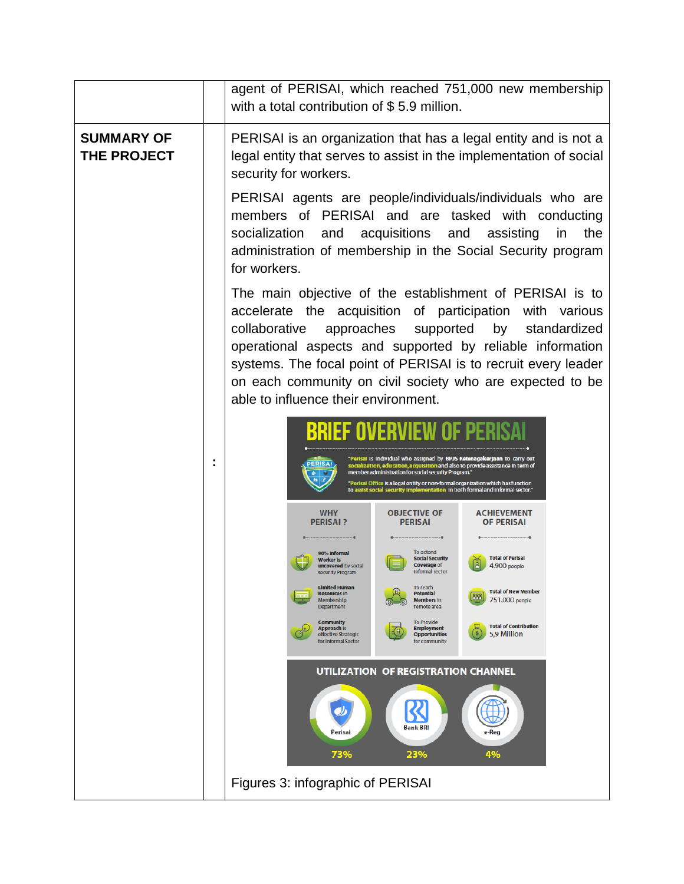| | | |
|---|---|---|
| | | agent of PERISAI, which reached 751,000 new membership with a total contribution of $ 5.9 million. |
| **SUMMARY OF THE PROJECT** | : | PERISAI is an organization that has a legal entity and is not a legal entity that serves to assist in the implementation of social security for workers.<br><br>PERISAI agents are people/individuals/individuals who are members of PERISAI and are tasked with conducting socialization and acquisitions and assisting in the administration of membership in the Social Security program for workers.<br><br>The main objective of the establishment of PERISAI is to accelerate the acquisition of participation with various collaborative approaches supported by standardized operational aspects and supported by reliable information systems. The focal point of PERISAI is to recruit every leader on each community on civil society who are expected to be able to influence their environment.<br><br>**BRIEF OVERVIEW OF PERISAI**<br><br>"Perisai is individual who assigned by BPJS Ketenagakerjaan to carry out socialization, education, acquisition and also to provide assistance in term of member administration for social security Program."<br><br>"Perisai Office is a legal entity or non-formal organization which has function to assist social security implementation in both formal and informal sector."<br><br>**WHY PERISAI ?**<br>- 90% Informal Worker is uncovered by social security Program<br>- Limited Human Resources in Membership Department<br>- Community Approach is effective Strategic for Informal Sector<br><br>**OBJECTIVE OF PERISAI**<br>- To extend Social Security Coverage of Informal sector<br>- To reach Potential Members in remote area<br>- To Provide Employment Opportunities for community<br><br>**ACHIEVEMENT OF PERISAI**<br>- Total of Perisai 4.900 people<br>- Total of New Member 751.000 people<br>- Total of Contribution 5,9 Million<br><br>**UTILIZATION OF REGISTRATION CHANNEL**<br>Perisai 73% · Bank BRI 23% · e-Reg 4%<br><br>Figures 3: infographic of PERISAI |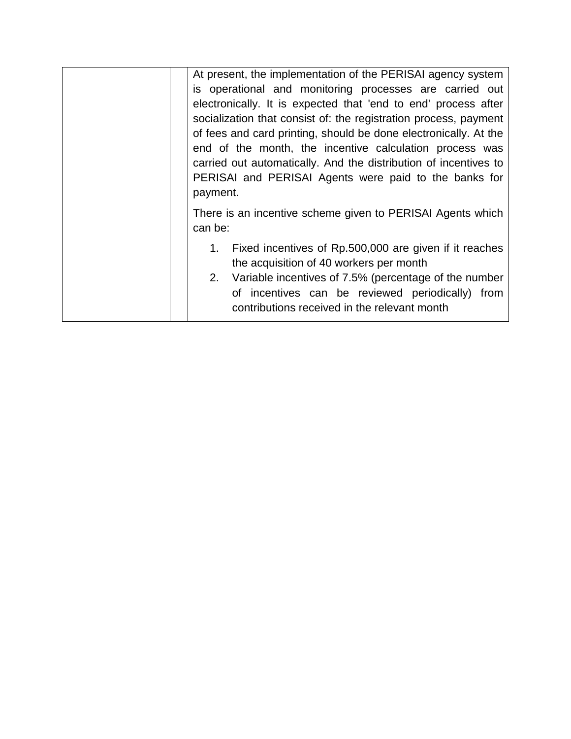| | | |
|---|---|---|
| | | At present, the implementation of the PERISAI agency system is operational and monitoring processes are carried out electronically. It is expected that 'end to end' process after socialization that consist of: the registration process, payment of fees and card printing, should be done electronically. At the end of the month, the incentive calculation process was carried out automatically. And the distribution of incentives to PERISAI and PERISAI Agents were paid to the banks for payment.<br><br>There is an incentive scheme given to PERISAI Agents which can be:<br><br>1. Fixed incentives of Rp.500,000 are given if it reaches the acquisition of 40 workers per month<br>2. Variable incentives of 7.5% (percentage of the number of incentives can be reviewed periodically) from contributions received in the relevant month |